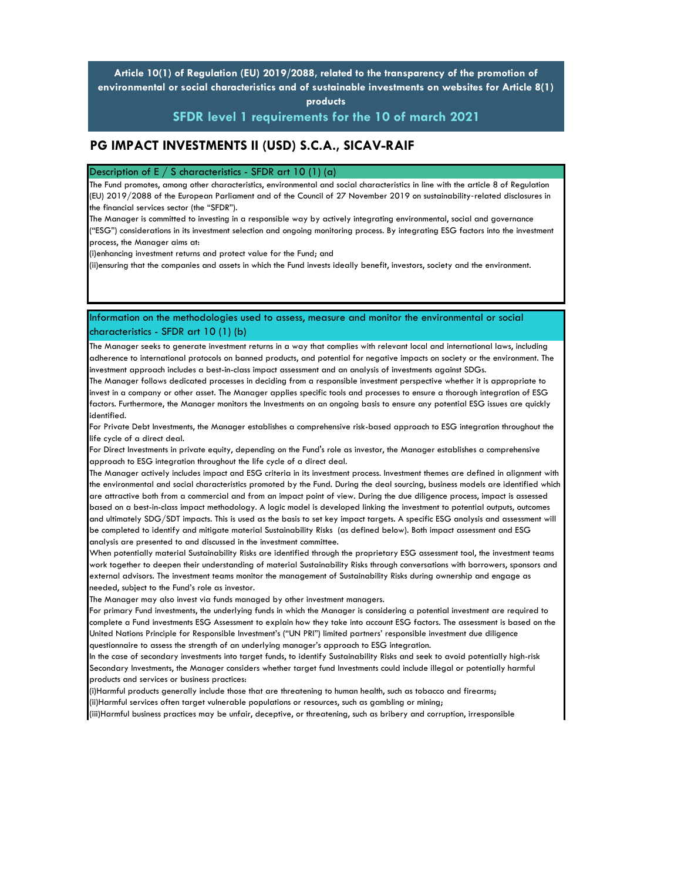**Article 10(1) of Regulation (EU) 2019/2088, related to the transparency of the promotion of environmental or social characteristics and of sustainable investments on websites for Article 8(1) products**

**SFDR level 1 requirements for the 10 of march 2021**

# PG IMPACT INVESTMENTS II (USD) S.C.A., SICAV-RAIF

## Description of E / S characteristics - SFDR art 10 (1) (a)

The Fund promotes, among other characteristics, environmental and social characteristics in line with the article 8 of Regulation (EU) 2019/2088 of the European Parliament and of the Council of 27 November 2019 on sustainability-related disclosures in the financial services sector (the "SFDR").

The Manager is committed to investing in a responsible way by actively integrating environmental, social and governance ("ESG") considerations in its investment selection and ongoing monitoring process. By integrating ESG factors into the investment process, the Manager aims at:

(i)enhancing investment returns and protect value for the Fund; and

(ii)ensuring that the companies and assets in which the Fund invests ideally benefit, investors, society and the environment.

## Information on the methodologies used to assess, measure and monitor the environmental or social characteristics - SFDR art 10 (1) (b)

The Manager seeks to generate investment returns in a way that complies with relevant local and international laws, including adherence to international protocols on banned products, and potential for negative impacts on society or the environment. The investment approach includes a best-in-class impact assessment and an analysis of investments against SDGs.

The Manager follows dedicated processes in deciding from a responsible investment perspective whether it is appropriate to invest in a company or other asset. The Manager applies specific tools and processes to ensure a thorough integration of ESG factors. Furthermore, the Manager monitors the Investments on an ongoing basis to ensure any potential ESG issues are quickly identified.

For Private Debt Investments, the Manager establishes a comprehensive risk-based approach to ESG integration throughout the life cycle of a direct deal.

For Direct Investments in private equity, depending on the Fund's role as investor, the Manager establishes a comprehensive approach to ESG integration throughout the life cycle of a direct deal.

The Manager actively includes impact and ESG criteria in its investment process. Investment themes are defined in alignment with the environmental and social characteristics promoted by the Fund. During the deal sourcing, business models are identified which are attractive both from a commercial and from an impact point of view. During the due diligence process, impact is assessed based on a best-in-class impact methodology. A logic model is developed linking the investment to potential outputs, outcomes and ultimately SDG/SDT impacts. This is used as the basis to set key impact targets. A specific ESG analysis and assessment will be completed to identify and mitigate material Sustainability Risks (as defined below). Both impact assessment and ESG analysis are presented to and discussed in the investment committee.

When potentially material Sustainability Risks are identified through the proprietary ESG assessment tool, the investment teams work together to deepen their understanding of material Sustainability Risks through conversations with borrowers, sponsors and external advisors. The investment teams monitor the management of Sustainability Risks during ownership and engage as needed, subject to the Fund's role as investor.

The Manager may also invest via funds managed by other investment managers.

For primary Fund investments, the underlying funds in which the Manager is considering a potential investment are required to complete a Fund investments ESG Assessment to explain how they take into account ESG factors. The assessment is based on the United Nations Principle for Responsible Investment's ("UN PRI") limited partners' responsible investment due diligence questionnaire to assess the strength of an underlying manager's approach to ESG integration.

In the case of secondary investments into target funds, to identify Sustainability Risks and seek to avoid potentially high-risk Secondary Investments, the Manager considers whether target fund Investments could include illegal or potentially harmful products and services or business practices:

(i)Harmful products generally include those that are threatening to human health, such as tobacco and firearms;

(ii)Harmful services often target vulnerable populations or resources, such as gambling or mining;

(iii)Harmful business practices may be unfair, deceptive, or threatening, such as bribery and corruption, irresponsible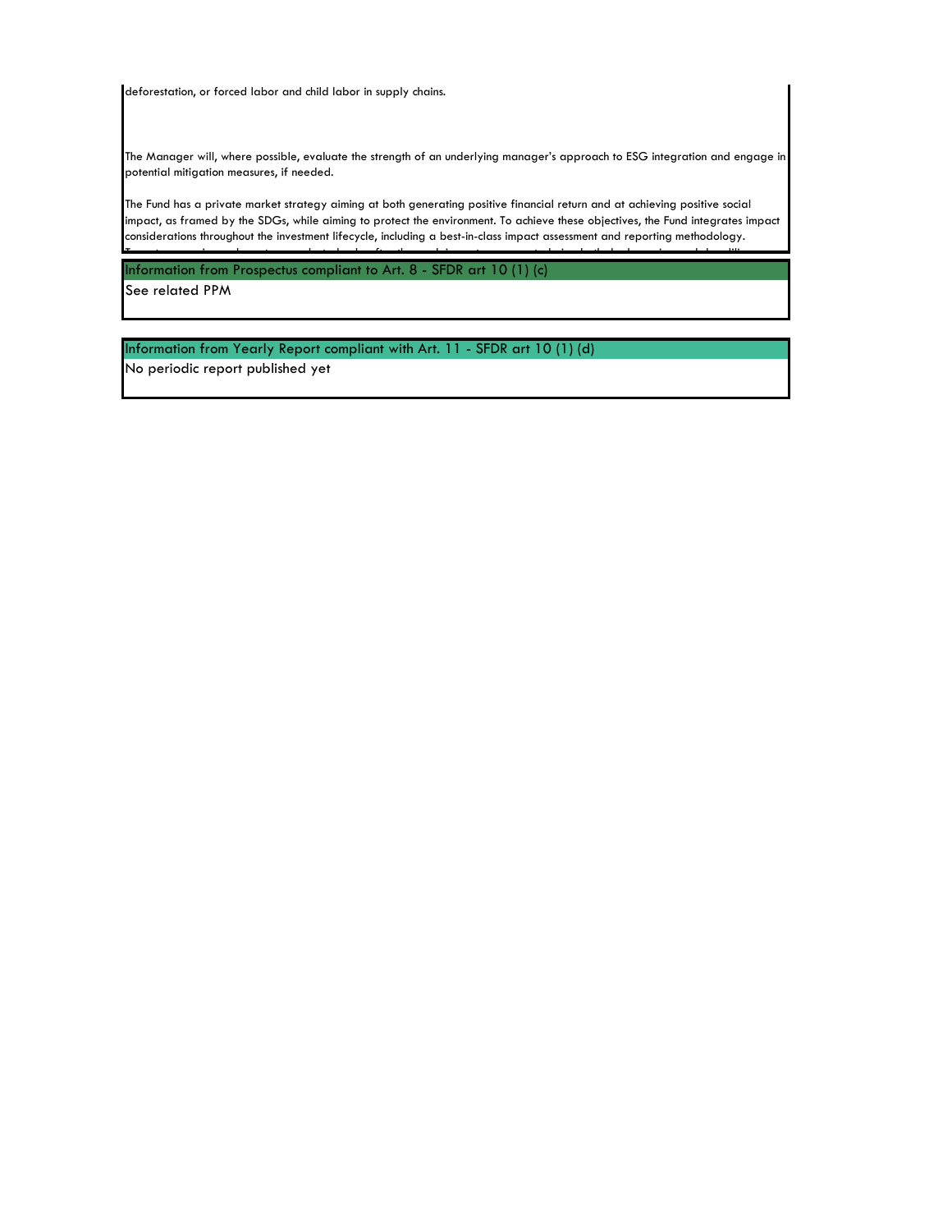deforestation, or forced labor and child labor in supply chains.

The Manager will, where possible, evaluate the strength of an underlying manager's approach to ESG integration and engage in potential mitigation measures, if needed.

The Fund has a private market strategy aiming at both generating positive financial return and at achieving positive social impact, as framed by the SDGs, while aiming to protect the environment. To achieve these objectives, the Fund integrates impact considerations throughout the investment lifecycle, including a best-in-class impact assessment and reporting methodology.

## Information from Prospectus compliant to Art. 8 - SFDR art 10 (1) (c)

See related PPM

## Information from Yearly Report compliant with Art. 11 - SFDR art 10 (1) (d)

No periodic report published yet